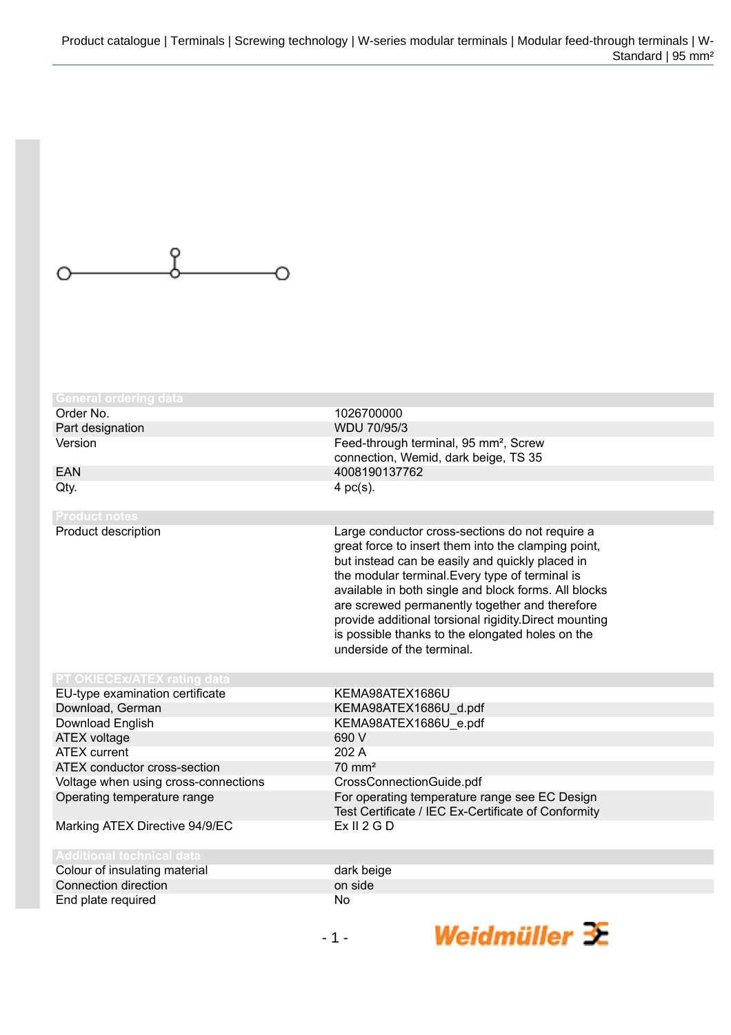## General ordering data

| | |
|---|---|
| Order No. | 1026700000 |
| Part designation | WDU 70/95/3 |
| Version | Feed-through terminal, 95 mm², Screw connection, Wemid, dark beige, TS 35 |
| EAN | 4008190137762 |
| Qty. | 4 pc(s). |

## Product notes

| | |
|---|---|
| Product description | Large conductor cross-sections do not require a great force to insert them into the clamping point, but instead can be easily and quickly placed in the modular terminal.Every type of terminal is available in both single and block forms. All blocks are screwed permanently together and therefore provide additional torsional rigidity.Direct mounting is possible thanks to the elongated holes on the underside of the terminal. |

## PT OKIECEx/ATEX rating data

| | |
|---|---|
| EU-type examination certificate | KEMA98ATEX1686U |
| Download, German | KEMA98ATEX1686U_d.pdf |
| Download English | KEMA98ATEX1686U_e.pdf |
| ATEX voltage | 690 V |
| ATEX current | 202 A |
| ATEX conductor cross-section | 70 mm² |
| Voltage when using cross-connections | CrossConnectionGuide.pdf |
| Operating temperature range | For operating temperature range see EC Design Test Certificate / IEC Ex-Certificate of Conformity |
| Marking ATEX Directive 94/9/EC | Ex II 2 G D |

## Additional technical data

| | |
|---|---|
| Colour of insulating material | dark beige |
| Connection direction | on side |
| End plate required | No |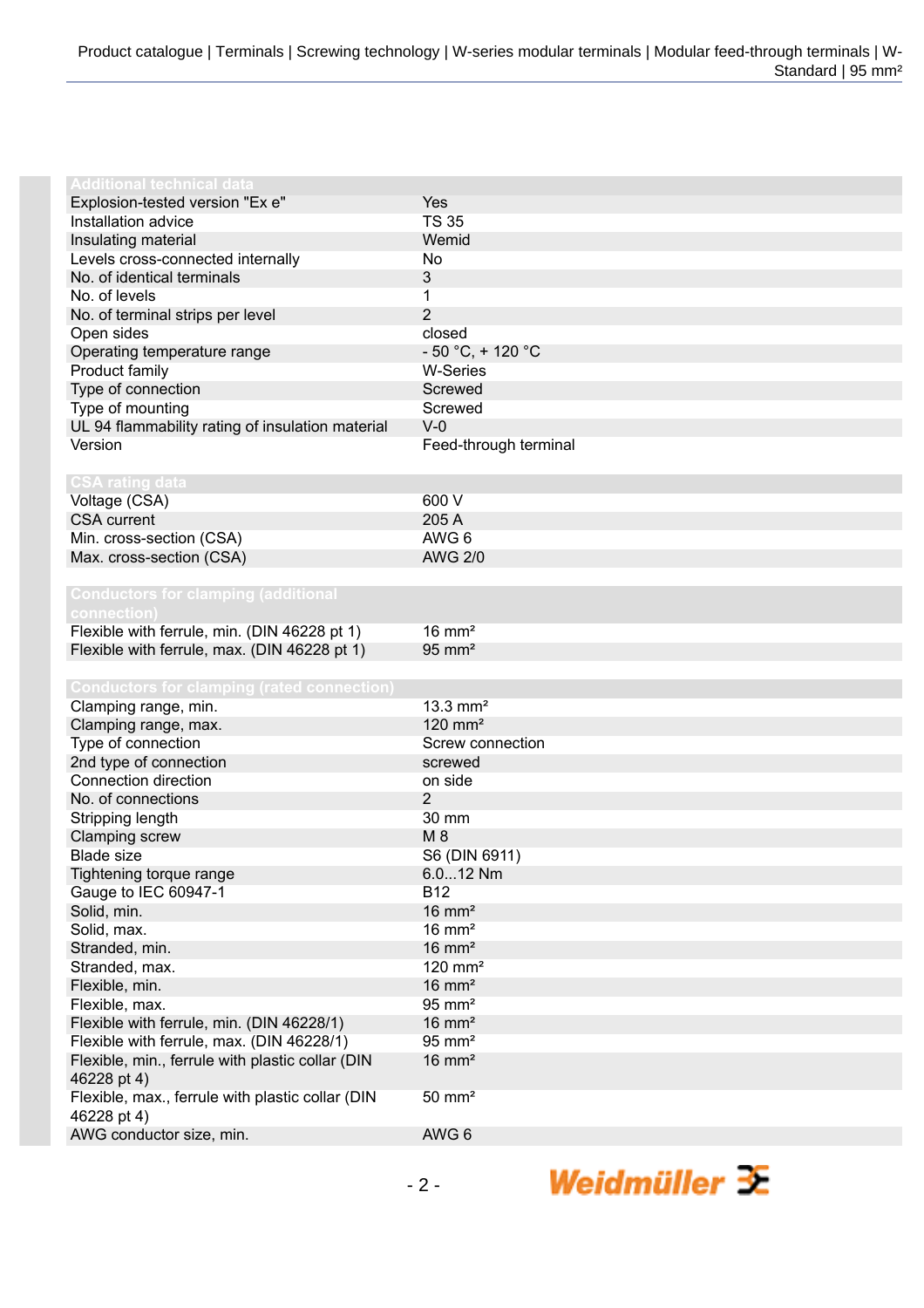| Additional technical data | |
|---|---|
| Explosion-tested version "Ex e" | Yes |
| Installation advice | TS 35 |
| Insulating material | Wemid |
| Levels cross-connected internally | No |
| No. of identical terminals | 3 |
| No. of levels | 1 |
| No. of terminal strips per level | 2 |
| Open sides | closed |
| Operating temperature range | - 50 °C, + 120 °C |
| Product family | W-Series |
| Type of connection | Screwed |
| Type of mounting | Screwed |
| UL 94 flammability rating of insulation material | V-0 |
| Version | Feed-through terminal |

| CSA rating data | |
|---|---|
| Voltage (CSA) | 600 V |
| CSA current | 205 A |
| Min. cross-section (CSA) | AWG 6 |
| Max. cross-section (CSA) | AWG 2/0 |

| Conductors for clamping (additional connection) | |
|---|---|
| Flexible with ferrule, min. (DIN 46228 pt 1) | 16 mm² |
| Flexible with ferrule, max. (DIN 46228 pt 1) | 95 mm² |

| Conductors for clamping (rated connection) | |
|---|---|
| Clamping range, min. | 13.3 mm² |
| Clamping range, max. | 120 mm² |
| Type of connection | Screw connection |
| 2nd type of connection | screwed |
| Connection direction | on side |
| No. of connections | 2 |
| Stripping length | 30 mm |
| Clamping screw | M 8 |
| Blade size | S6 (DIN 6911) |
| Tightening torque range | 6.0...12 Nm |
| Gauge to IEC 60947-1 | B12 |
| Solid, min. | 16 mm² |
| Solid, max. | 16 mm² |
| Stranded, min. | 16 mm² |
| Stranded, max. | 120 mm² |
| Flexible, min. | 16 mm² |
| Flexible, max. | 95 mm² |
| Flexible with ferrule, min. (DIN 46228/1) | 16 mm² |
| Flexible with ferrule, max. (DIN 46228/1) | 95 mm² |
| Flexible, min., ferrule with plastic collar (DIN 46228 pt 4) | 16 mm² |
| Flexible, max., ferrule with plastic collar (DIN 46228 pt 4) | 50 mm² |
| AWG conductor size, min. | AWG 6 |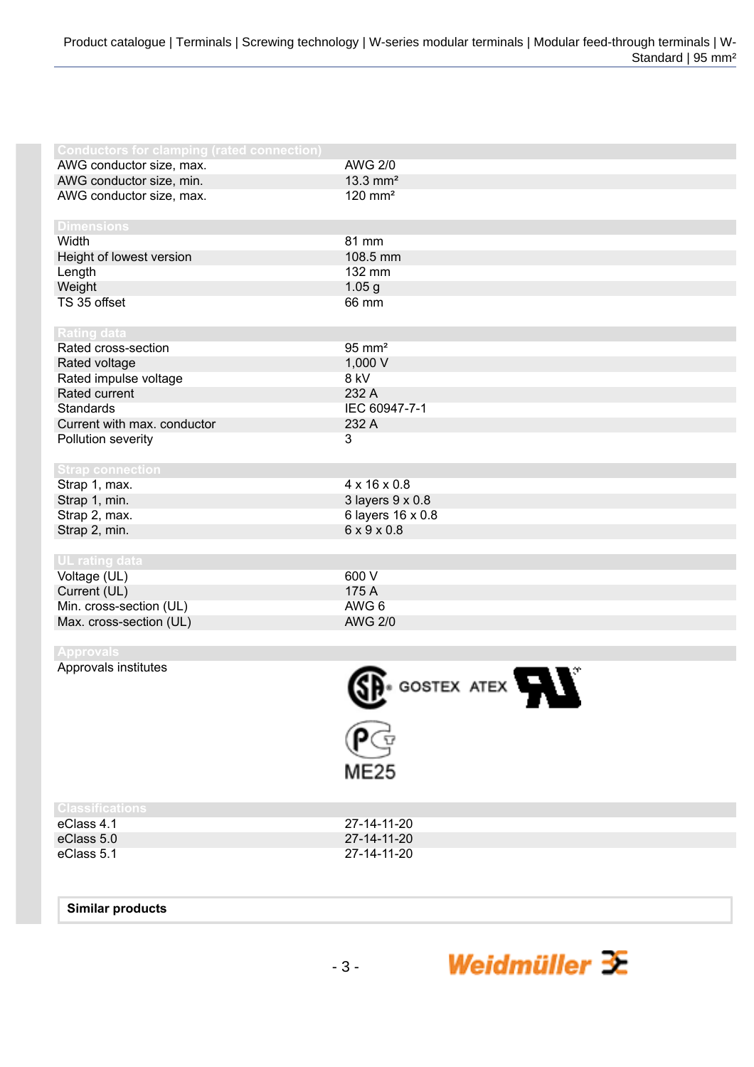## Conductors for clamping (rated connection)

| | |
|---|---|
| AWG conductor size, max. | AWG 2/0 |
| AWG conductor size, min. | 13.3 mm² |
| AWG conductor size, max. | 120 mm² |

## Dimensions

| | |
|---|---|
| Width | 81 mm |
| Height of lowest version | 108.5 mm |
| Length | 132 mm |
| Weight | 1.05 g |
| TS 35 offset | 66 mm |

## Rating data

| | |
|---|---|
| Rated cross-section | 95 mm² |
| Rated voltage | 1,000 V |
| Rated impulse voltage | 8 kV |
| Rated current | 232 A |
| Standards | IEC 60947-7-1 |
| Current with max. conductor | 232 A |
| Pollution severity | 3 |

## Strap connection

| | |
|---|---|
| Strap 1, max. | 4 x 16 x 0.8 |
| Strap 1, min. | 3 layers 9 x 0.8 |
| Strap 2, max. | 6 layers 16 x 0.8 |
| Strap 2, min. | 6 x 9 x 0.8 |

## UL rating data

| | |
|---|---|
| Voltage (UL) | 600 V |
| Current (UL) | 175 A |
| Min. cross-section (UL) | AWG 6 |
| Max. cross-section (UL) | AWG 2/0 |

## Approvals

| | |
|---|---|
| Approvals institutes | GOSTEX ATEX ME25 |

## Classifications

| | |
|---|---|
| eClass 4.1 | 27-14-11-20 |
| eClass 5.0 | 27-14-11-20 |
| eClass 5.1 | 27-14-11-20 |

**Similar products**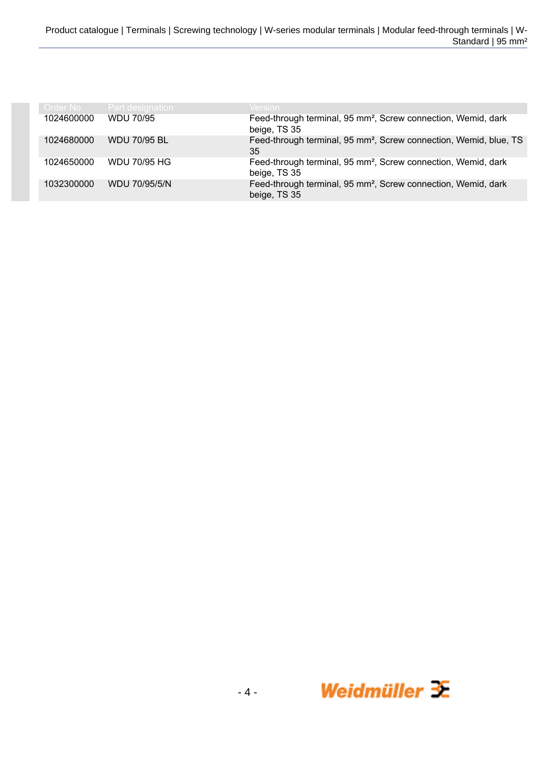| Order No. | Part designation | Version |
|---|---|---|
| 1024600000 | WDU 70/95 | Feed-through terminal, 95 mm², Screw connection, Wemid, dark beige, TS 35 |
| 1024680000 | WDU 70/95 BL | Feed-through terminal, 95 mm², Screw connection, Wemid, blue, TS 35 |
| 1024650000 | WDU 70/95 HG | Feed-through terminal, 95 mm², Screw connection, Wemid, dark beige, TS 35 |
| 1032300000 | WDU 70/95/5/N | Feed-through terminal, 95 mm², Screw connection, Wemid, dark beige, TS 35 |